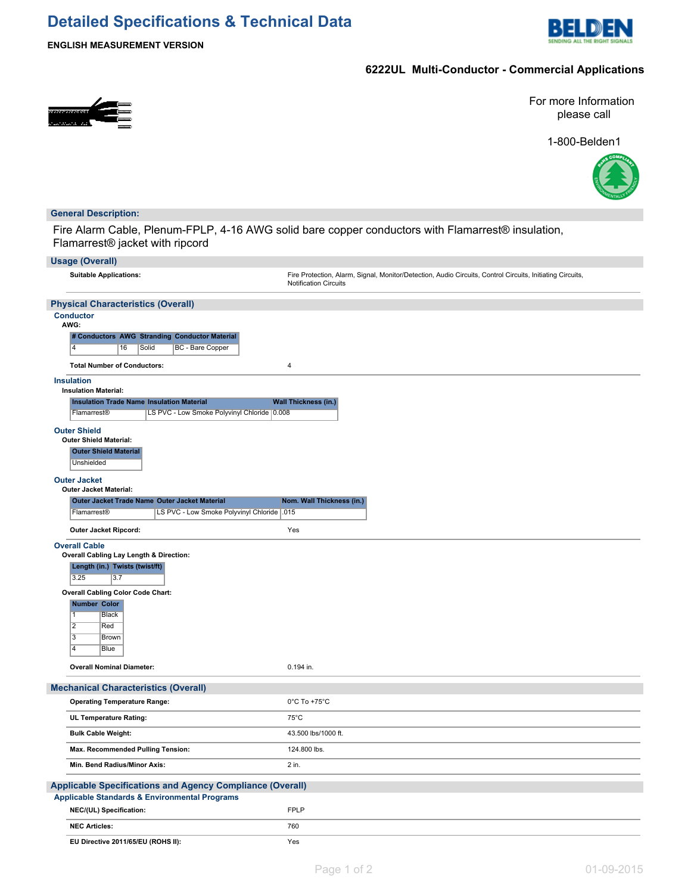# Detailed Specifications & Technical Data

**ENGLISH MEASUREMENT VERSION**

## 6222UL Multi-Conductor - Commercial Applications

For more Information please call

1-800-Belden1

## General Description:

Fire Alarm Cable, Plenum-FPLP, 4-16 AWG solid bare copper conductors with Flamarrest® insulation, Flamarrest® jacket with ripcord

## Usage (Overall)

**Suitable Applications:** Fire Protection, Alarm, Signal, Monitor/Detection, Audio Circuits, Control Circuits, Initiating Circuits, Notification Circuits

## Physical Characteristics (Overall)

### Conductor

**AWG:**

| # Conductors | AWG | Stranding | Conductor Material |
|---|---|---|---|
| 4 | 16 | Solid | BC - Bare Copper |

**Total Number of Conductors:** 4

### Insulation

**Insulation Material:**

| Insulation Trade Name | Insulation Material | Wall Thickness (in.) |
|---|---|---|
| Flamarrest® | LS PVC - Low Smoke Polyvinyl Chloride | 0.008 |

### Outer Shield

**Outer Shield Material:**

| Outer Shield Material |
|---|
| Unshielded |

### Outer Jacket

**Outer Jacket Material:**

| Outer Jacket Trade Name | Outer Jacket Material | Nom. Wall Thickness (in.) |
|---|---|---|
| Flamarrest® | LS PVC - Low Smoke Polyvinyl Chloride | .015 |

**Outer Jacket Ripcord:** Yes

### Overall Cable

**Overall Cabling Lay Length & Direction:**

| Length (in.) | Twists (twist/ft) |
|---|---|
| 3.25 | 3.7 |

**Overall Cabling Color Code Chart:**

| Number | Color |
|---|---|
| 1 | Black |
| 2 | Red |
| 3 | Brown |
| 4 | Blue |

**Overall Nominal Diameter:** 0.194 in.

## Mechanical Characteristics (Overall)

| | |
|---|---|
| **Operating Temperature Range:** | 0°C To +75°C |
| **UL Temperature Rating:** | 75°C |
| **Bulk Cable Weight:** | 43.500 lbs/1000 ft. |
| **Max. Recommended Pulling Tension:** | 124.800 lbs. |
| **Min. Bend Radius/Minor Axis:** | 2 in. |

## Applicable Specifications and Agency Compliance (Overall)

### Applicable Standards & Environmental Programs

| | |
|---|---|
| **NEC/(UL) Specification:** | FPLP |
| **NEC Articles:** | 760 |
| **EU Directive 2011/65/EU (ROHS II):** | Yes |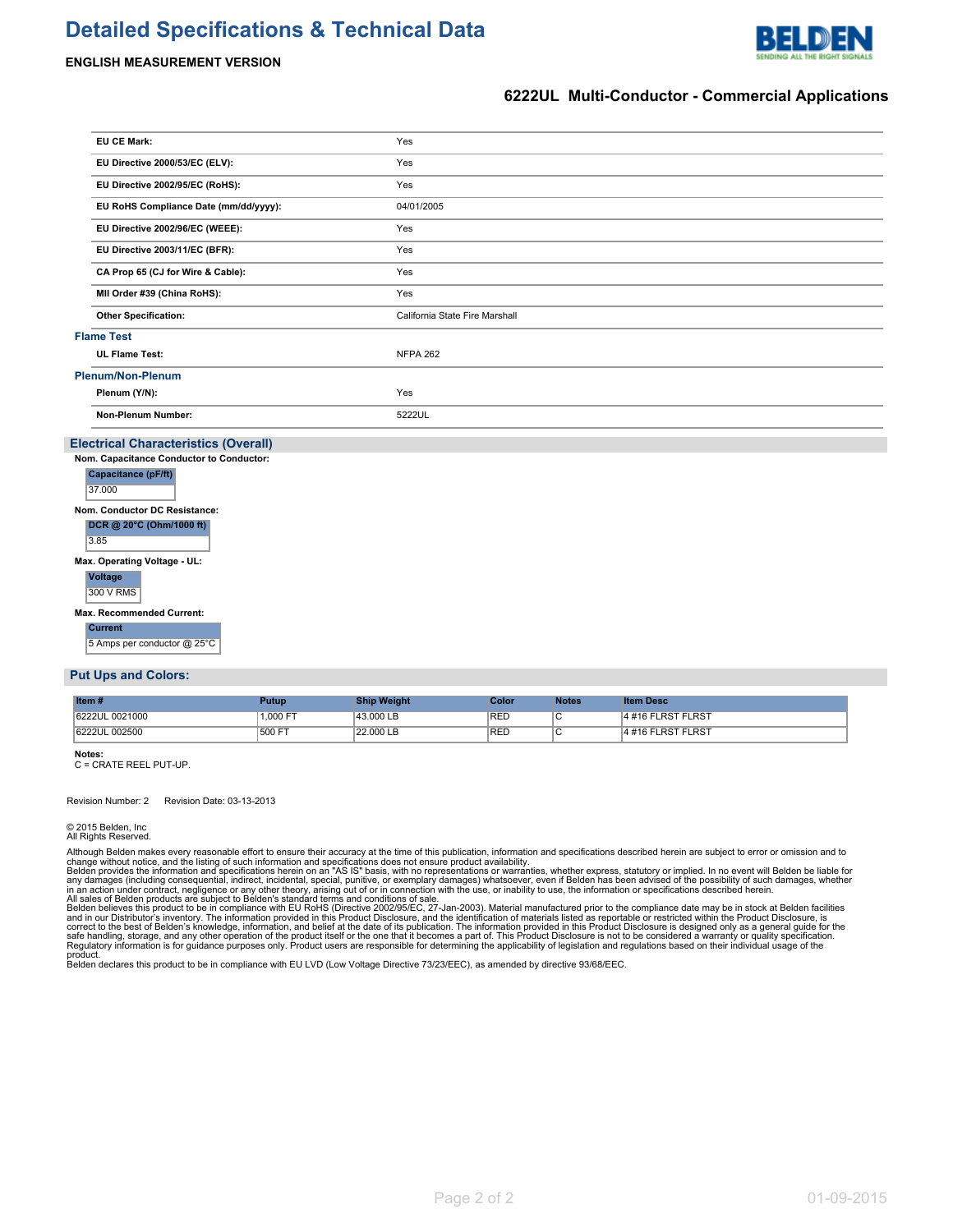# Detailed Specifications & Technical Data

**ENGLISH MEASUREMENT VERSION**

## 6222UL Multi-Conductor - Commercial Applications

| | |
|---|---|
| **EU CE Mark:** | Yes |
| **EU Directive 2000/53/EC (ELV):** | Yes |
| **EU Directive 2002/95/EC (RoHS):** | Yes |
| **EU RoHS Compliance Date (mm/dd/yyyy):** | 04/01/2005 |
| **EU Directive 2002/96/EC (WEEE):** | Yes |
| **EU Directive 2003/11/EC (BFR):** | Yes |
| **CA Prop 65 (CJ for Wire & Cable):** | Yes |
| **MII Order #39 (China RoHS):** | Yes |
| **Other Specification:** | California State Fire Marshall |

### Flame Test

| | |
|---|---|
| **UL Flame Test:** | NFPA 262 |

### Plenum/Non-Plenum

| | |
|---|---|
| **Plenum (Y/N):** | Yes |
| **Non-Plenum Number:** | 5222UL |

## Electrical Characteristics (Overall)

**Nom. Capacitance Conductor to Conductor:**

| Capacitance (pF/ft) |
|---|
| 37.000 |

**Nom. Conductor DC Resistance:**

| DCR @ 20°C (Ohm/1000 ft) |
|---|
| 3.85 |

**Max. Operating Voltage - UL:**

| Voltage |
|---|
| 300 V RMS |

**Max. Recommended Current:**

| Current |
|---|
| 5 Amps per conductor @ 25°C |

## Put Ups and Colors:

| Item # | Putup | Ship Weight | Color | Notes | Item Desc |
|---|---|---|---|---|---|
| 6222UL 0021000 | 1,000 FT | 43.000 LB | RED | C | 4 #16 FLRST FLRST |
| 6222UL 002500 | 500 FT | 22.000 LB | RED | C | 4 #16 FLRST FLRST |

**Notes:**
C = CRATE REEL PUT-UP.

Revision Number: 2 Revision Date: 03-13-2013

© 2015 Belden, Inc
All Rights Reserved.

Although Belden makes every reasonable effort to ensure their accuracy at the time of this publication, information and specifications described herein are subject to error or omission and to change without notice, and the listing of such information and specifications does not ensure product availability.
Belden provides the information and specifications herein on an "AS IS" basis, with no representations or warranties, whether express, statutory or implied. In no event will Belden be liable for any damages (including consequential, indirect, incidental, special, punitive, or exemplary damages) whatsoever, even if Belden has been advised of the possibility of such damages, whether in an action under contract, negligence or any other theory, arising out of or in connection with the use, or inability to use, the information or specifications described herein.
All sales of Belden products are subject to Belden's standard terms and conditions of sale.
Belden believes this product to be in compliance with EU RoHS (Directive 2002/95/EC, 27-Jan-2003). Material manufactured prior to the compliance date may be in stock at Belden facilities and in our Distributor's inventory. The information provided in this Product Disclosure, and the identification of materials listed as reportable or restricted within the Product Disclosure, is correct to the best of Belden's knowledge, information, and belief at the date of its publication. The information provided in this Product Disclosure is designed only as a general guide for the safe handling, storage, and any other operation of the product itself or the one that it becomes a part of. This Product Disclosure is not to be considered a warranty or quality specification. Regulatory information is for guidance purposes only. Product users are responsible for determining the applicability of legislation and regulations based on their individual usage of the product.
Belden declares this product to be in compliance with EU LVD (Low Voltage Directive 73/23/EEC), as amended by directive 93/68/EEC.